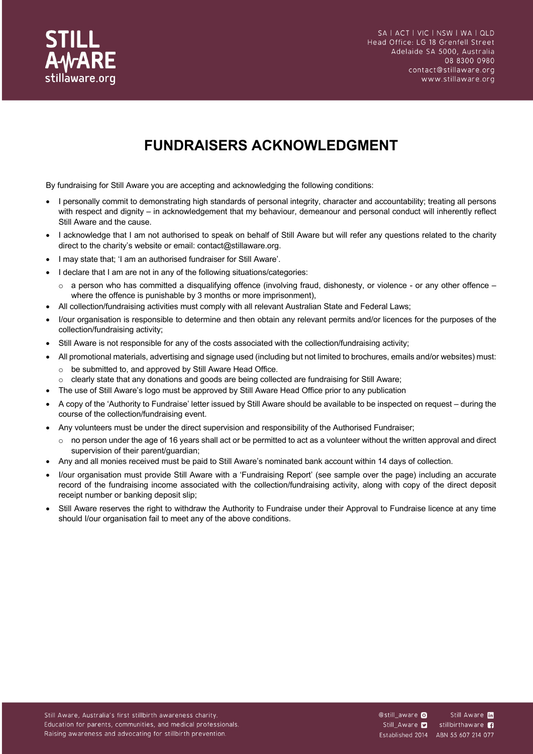STILL AWARE
stillaware.org

SA | ACT | VIC | NSW | WA | QLD
Head Office: LG 18 Grenfell Street
Adelaide SA 5000, Australia
08 8300 0980
contact@stillaware.org
www.stillaware.org

# FUNDRAISERS ACKNOWLEDGMENT

By fundraising for Still Aware you are accepting and acknowledging the following conditions:

- I personally commit to demonstrating high standards of personal integrity, character and accountability; treating all persons with respect and dignity – in acknowledgement that my behaviour, demeanour and personal conduct will inherently reflect Still Aware and the cause.
- I acknowledge that I am not authorised to speak on behalf of Still Aware but will refer any questions related to the charity direct to the charity's website or email: contact@stillaware.org.
- I may state that; 'I am an authorised fundraiser for Still Aware'.
- I declare that I am are not in any of the following situations/categories:
  - a person who has committed a disqualifying offence (involving fraud, dishonesty, or violence - or any other offence – where the offence is punishable by 3 months or more imprisonment),
- All collection/fundraising activities must comply with all relevant Australian State and Federal Laws;
- I/our organisation is responsible to determine and then obtain any relevant permits and/or licences for the purposes of the collection/fundraising activity;
- Still Aware is not responsible for any of the costs associated with the collection/fundraising activity;
- All promotional materials, advertising and signage used (including but not limited to brochures, emails and/or websites) must:
  - be submitted to, and approved by Still Aware Head Office.
  - clearly state that any donations and goods are being collected are fundraising for Still Aware;
- The use of Still Aware's logo must be approved by Still Aware Head Office prior to any publication
- A copy of the 'Authority to Fundraise' letter issued by Still Aware should be available to be inspected on request – during the course of the collection/fundraising event.
- Any volunteers must be under the direct supervision and responsibility of the Authorised Fundraiser;
  - no person under the age of 16 years shall act or be permitted to act as a volunteer without the written approval and direct supervision of their parent/guardian;
- Any and all monies received must be paid to Still Aware's nominated bank account within 14 days of collection.
- I/our organisation must provide Still Aware with a 'Fundraising Report' (see sample over the page) including an accurate record of the fundraising income associated with the collection/fundraising activity, along with copy of the direct deposit receipt number or banking deposit slip;
- Still Aware reserves the right to withdraw the Authority to Fundraise under their Approval to Fundraise licence at any time should I/our organisation fail to meet any of the above conditions.

Still Aware, Australia's first stillbirth awareness charity.
Education for parents, communities, and medical professionals.
Raising awareness and advocating for stillbirth prevention.

@still_aware Still Aware
Still_Aware stillbirthaware
Established 2014 ABN 55 607 214 077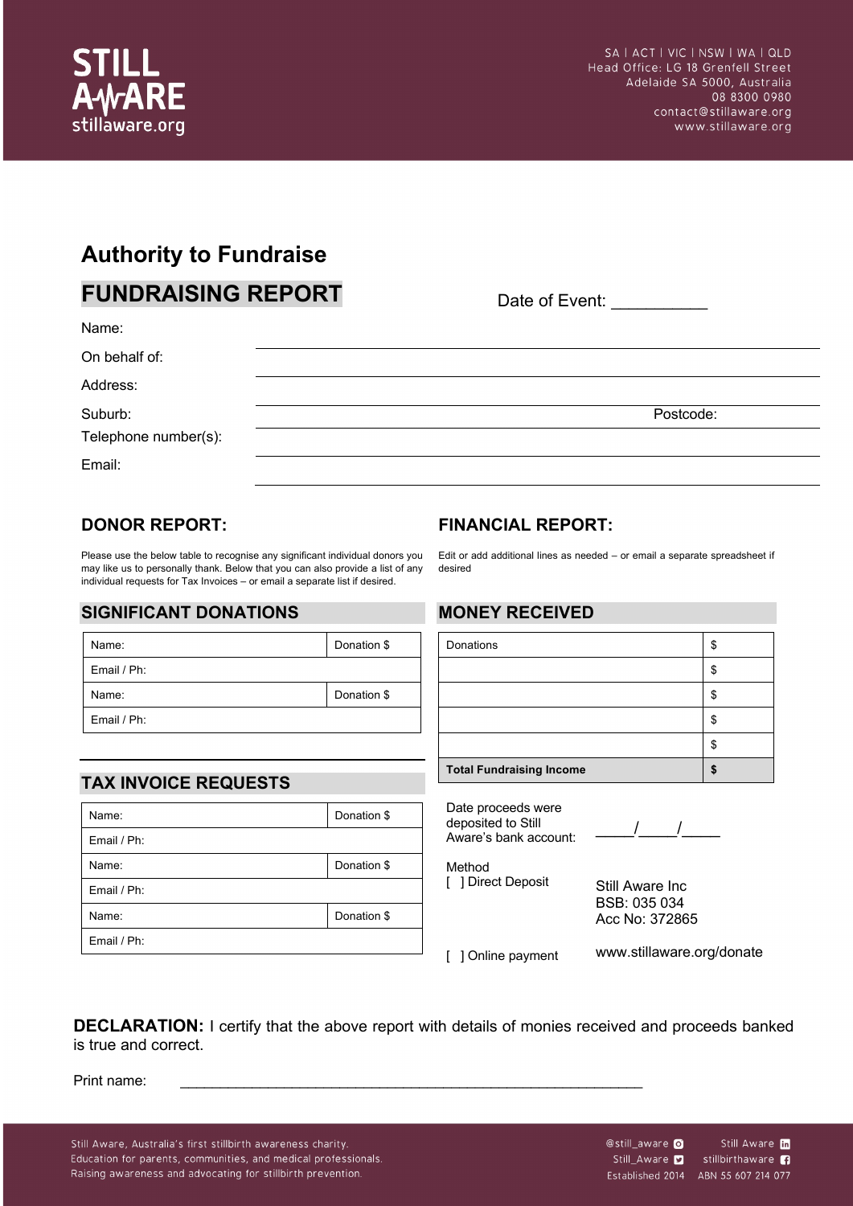SA | ACT | VIC | NSW | WA | QLD
Head Office: LG 18 Grenfell Street
Adelaide SA 5000, Australia
08 8300 0980
contact@stillaware.org
www.stillaware.org

# Authority to Fundraise

## FUNDRAISING REPORT

Date of Event: __________

Name:

On behalf of:

Address:

Suburb: Postcode:

Telephone number(s):

Email:

### DONOR REPORT:

Please use the below table to recognise any significant individual donors you may like us to personally thank. Below that you can also provide a list of any individual requests for Tax Invoices – or email a separate list if desired.

#### SIGNIFICANT DONATIONS

| Name: | Donation $ |
|---|---|
| Email / Ph: | |
| Name: | Donation $ |
| Email / Ph: | |

#### TAX INVOICE REQUESTS

| Name: | Donation $ |
|---|---|
| Email / Ph: | |
| Name: | Donation $ |
| Email / Ph: | |
| Name: | Donation $ |
| Email / Ph: | |

### FINANCIAL REPORT:

Edit or add additional lines as needed – or email a separate spreadsheet if desired

#### MONEY RECEIVED

| Donations | $ |
|---|---|
| | $ |
| | $ |
| | $ |
| | $ |
| **Total Fundraising Income** | **$** |

Date proceeds were deposited to Still Aware's bank account: _____/_____/_____

Method

[ ] Direct Deposit — Still Aware Inc, BSB: 035 034, Acc No: 372865

[ ] Online payment — www.stillaware.org/donate

**DECLARATION:** I certify that the above report with details of monies received and proceeds banked is true and correct.

Print name: ____________________________________________________________

Still Aware, Australia's first stillbirth awareness charity.
Education for parents, communities, and medical professionals.
Raising awareness and advocating for stillbirth prevention.

@still_aware | Still Aware
Still_Aware | stillbirthaware
Established 2014 | ABN 55 607 214 077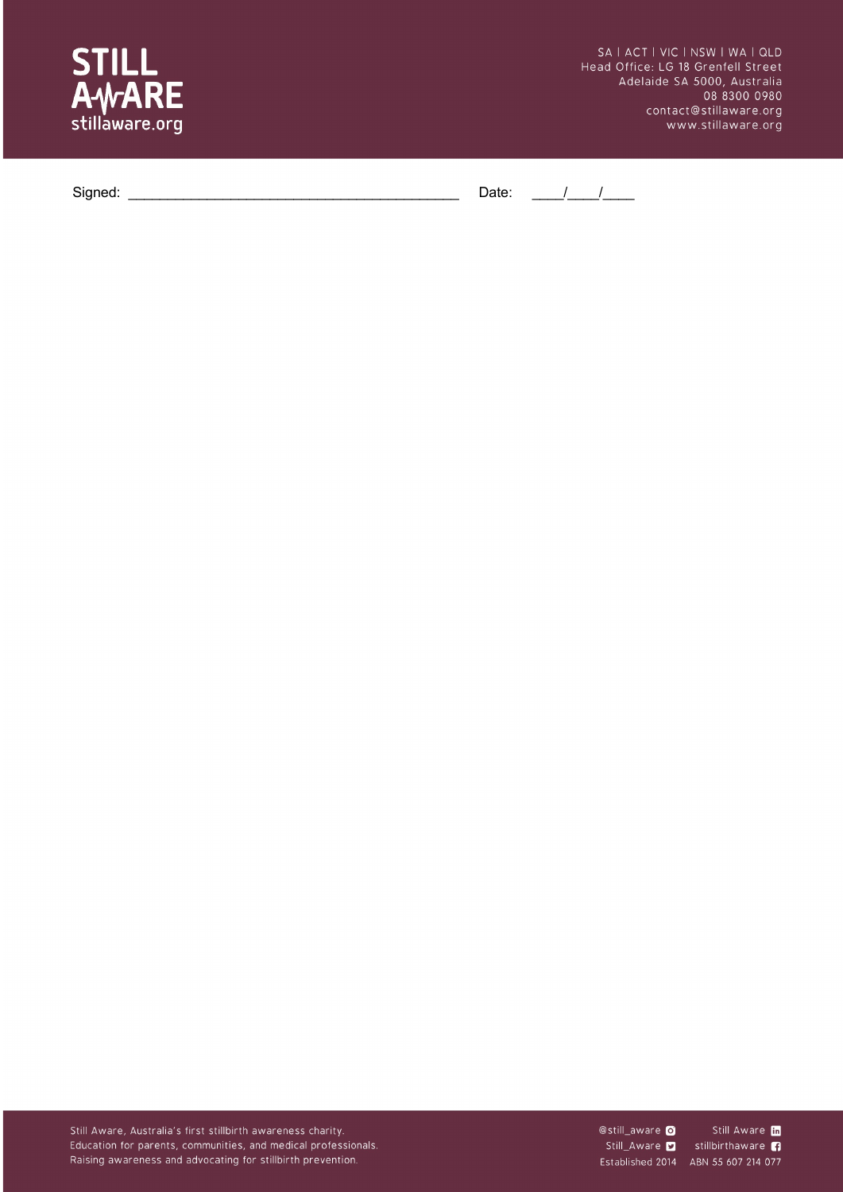Signed: ________________________________________ Date: ____/____/____